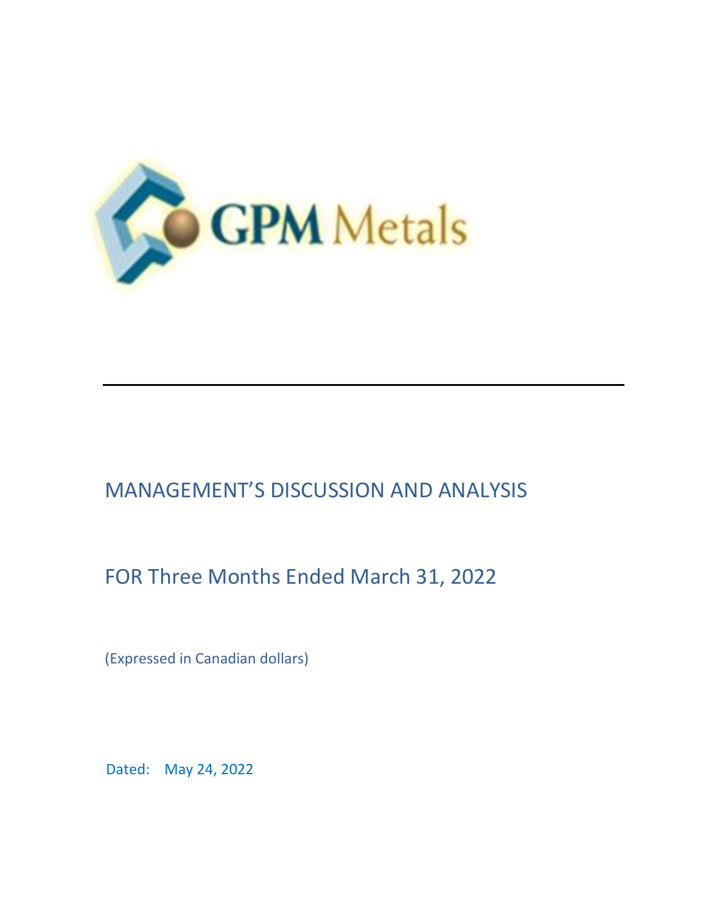GPM Metals

# MANAGEMENT'S DISCUSSION AND ANALYSIS

## FOR Three Months Ended March 31, 2022

(Expressed in Canadian dollars)

Dated: May 24, 2022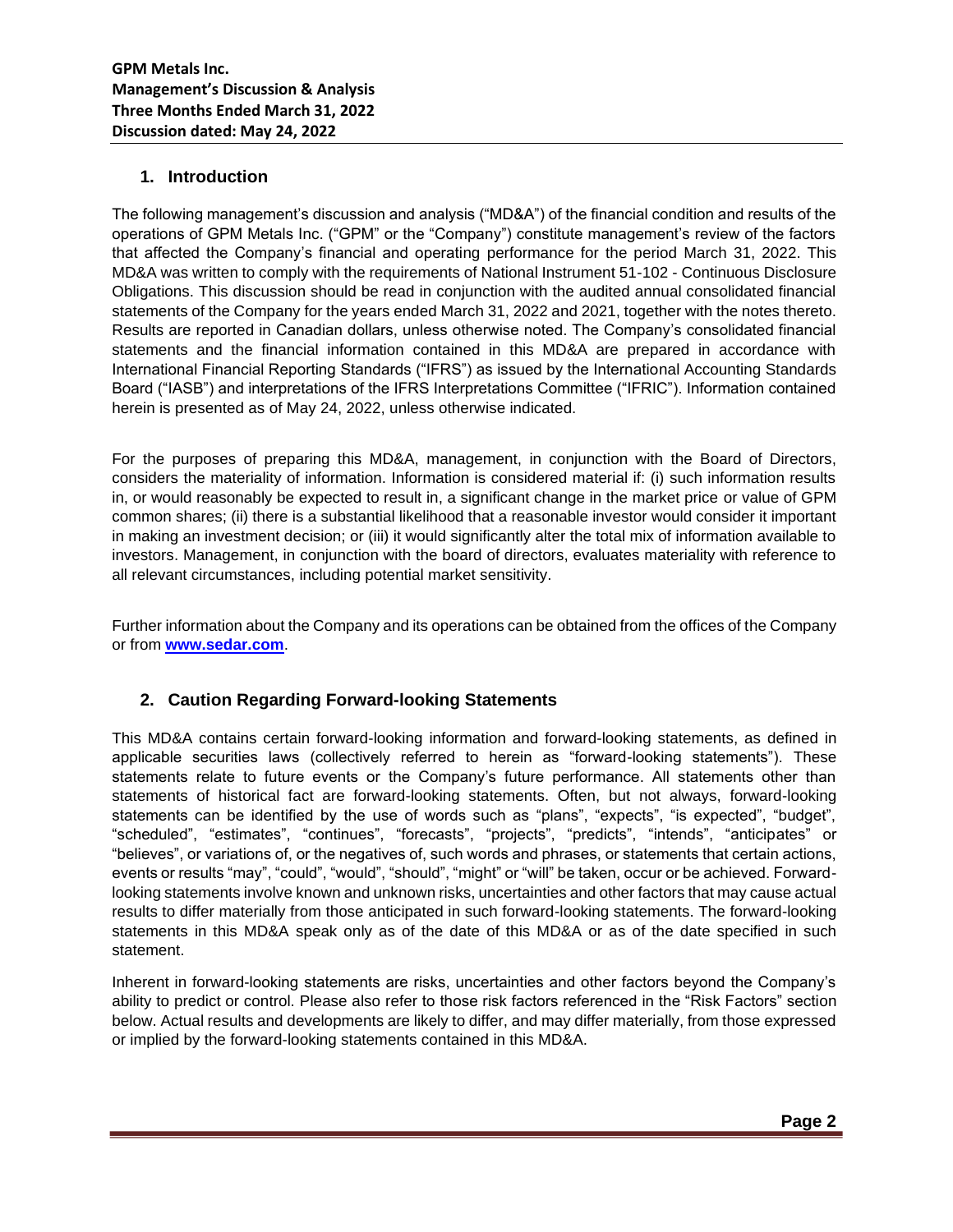## 1. Introduction

The following management's discussion and analysis ("MD&A") of the financial condition and results of the operations of GPM Metals Inc. ("GPM" or the "Company") constitute management's review of the factors that affected the Company's financial and operating performance for the period March 31, 2022. This MD&A was written to comply with the requirements of National Instrument 51-102 - Continuous Disclosure Obligations. This discussion should be read in conjunction with the audited annual consolidated financial statements of the Company for the years ended March 31, 2022 and 2021, together with the notes thereto. Results are reported in Canadian dollars, unless otherwise noted. The Company's consolidated financial statements and the financial information contained in this MD&A are prepared in accordance with International Financial Reporting Standards ("IFRS") as issued by the International Accounting Standards Board ("IASB") and interpretations of the IFRS Interpretations Committee ("IFRIC"). Information contained herein is presented as of May 24, 2022, unless otherwise indicated.

For the purposes of preparing this MD&A, management, in conjunction with the Board of Directors, considers the materiality of information. Information is considered material if: (i) such information results in, or would reasonably be expected to result in, a significant change in the market price or value of GPM common shares; (ii) there is a substantial likelihood that a reasonable investor would consider it important in making an investment decision; or (iii) it would significantly alter the total mix of information available to investors. Management, in conjunction with the board of directors, evaluates materiality with reference to all relevant circumstances, including potential market sensitivity.

Further information about the Company and its operations can be obtained from the offices of the Company or from **www.sedar.com**.

## 2. Caution Regarding Forward-looking Statements

This MD&A contains certain forward-looking information and forward-looking statements, as defined in applicable securities laws (collectively referred to herein as "forward-looking statements"). These statements relate to future events or the Company's future performance. All statements other than statements of historical fact are forward-looking statements. Often, but not always, forward-looking statements can be identified by the use of words such as "plans", "expects", "is expected", "budget", "scheduled", "estimates", "continues", "forecasts", "projects", "predicts", "intends", "anticipates" or "believes", or variations of, or the negatives of, such words and phrases, or statements that certain actions, events or results "may", "could", "would", "should", "might" or "will" be taken, occur or be achieved. Forward-looking statements involve known and unknown risks, uncertainties and other factors that may cause actual results to differ materially from those anticipated in such forward-looking statements. The forward-looking statements in this MD&A speak only as of the date of this MD&A or as of the date specified in such statement.

Inherent in forward-looking statements are risks, uncertainties and other factors beyond the Company's ability to predict or control. Please also refer to those risk factors referenced in the "Risk Factors" section below. Actual results and developments are likely to differ, and may differ materially, from those expressed or implied by the forward-looking statements contained in this MD&A.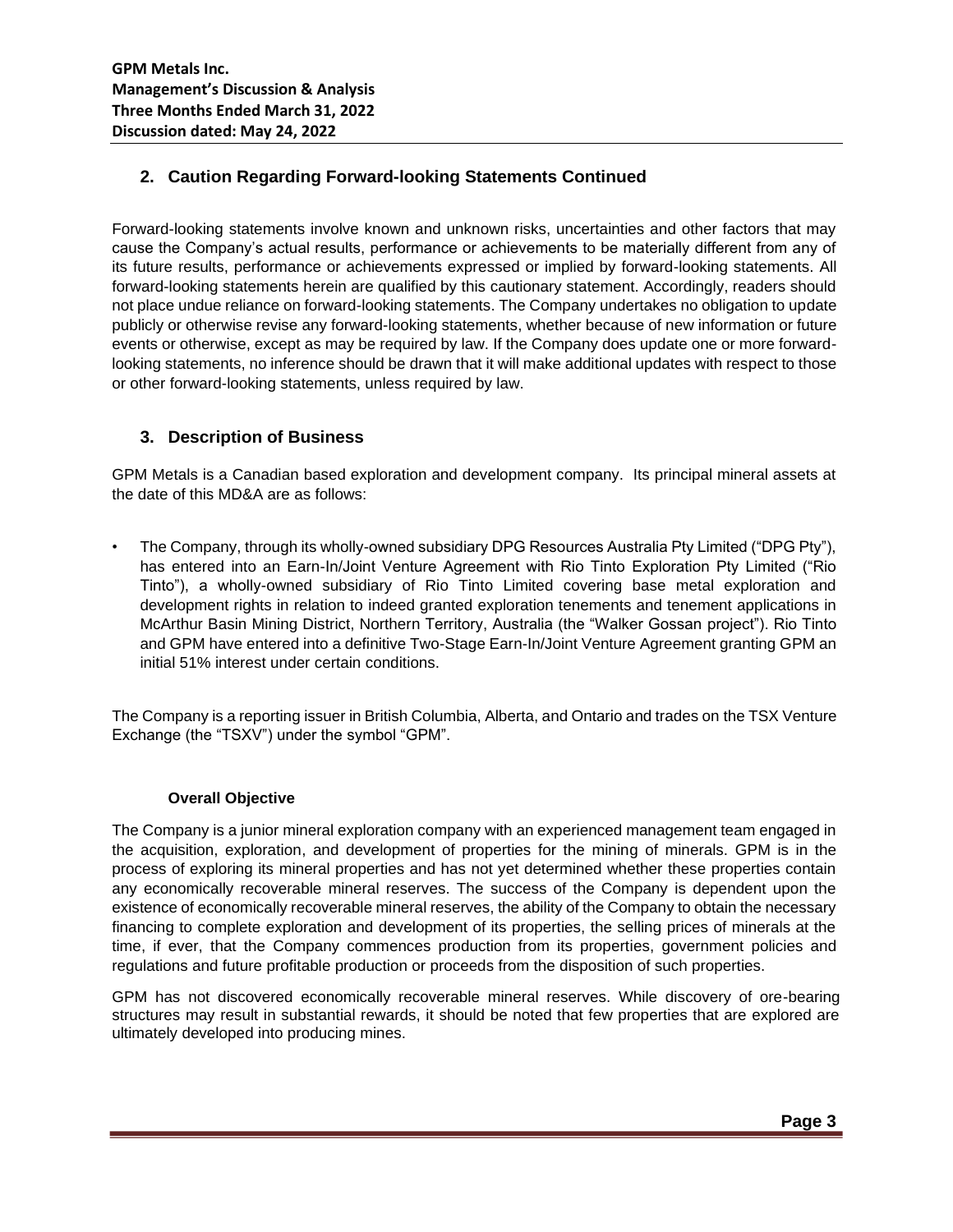## 2. Caution Regarding Forward-looking Statements Continued

Forward-looking statements involve known and unknown risks, uncertainties and other factors that may cause the Company's actual results, performance or achievements to be materially different from any of its future results, performance or achievements expressed or implied by forward-looking statements. All forward-looking statements herein are qualified by this cautionary statement. Accordingly, readers should not place undue reliance on forward-looking statements. The Company undertakes no obligation to update publicly or otherwise revise any forward-looking statements, whether because of new information or future events or otherwise, except as may be required by law. If the Company does update one or more forward-looking statements, no inference should be drawn that it will make additional updates with respect to those or other forward-looking statements, unless required by law.

## 3. Description of Business

GPM Metals is a Canadian based exploration and development company. Its principal mineral assets at the date of this MD&A are as follows:

- The Company, through its wholly-owned subsidiary DPG Resources Australia Pty Limited ("DPG Pty"), has entered into an Earn-In/Joint Venture Agreement with Rio Tinto Exploration Pty Limited ("Rio Tinto"), a wholly-owned subsidiary of Rio Tinto Limited covering base metal exploration and development rights in relation to indeed granted exploration tenements and tenement applications in McArthur Basin Mining District, Northern Territory, Australia (the "Walker Gossan project"). Rio Tinto and GPM have entered into a definitive Two-Stage Earn-In/Joint Venture Agreement granting GPM an initial 51% interest under certain conditions.

The Company is a reporting issuer in British Columbia, Alberta, and Ontario and trades on the TSX Venture Exchange (the "TSXV") under the symbol "GPM".

### Overall Objective

The Company is a junior mineral exploration company with an experienced management team engaged in the acquisition, exploration, and development of properties for the mining of minerals. GPM is in the process of exploring its mineral properties and has not yet determined whether these properties contain any economically recoverable mineral reserves. The success of the Company is dependent upon the existence of economically recoverable mineral reserves, the ability of the Company to obtain the necessary financing to complete exploration and development of its properties, the selling prices of minerals at the time, if ever, that the Company commences production from its properties, government policies and regulations and future profitable production or proceeds from the disposition of such properties.

GPM has not discovered economically recoverable mineral reserves. While discovery of ore-bearing structures may result in substantial rewards, it should be noted that few properties that are explored are ultimately developed into producing mines.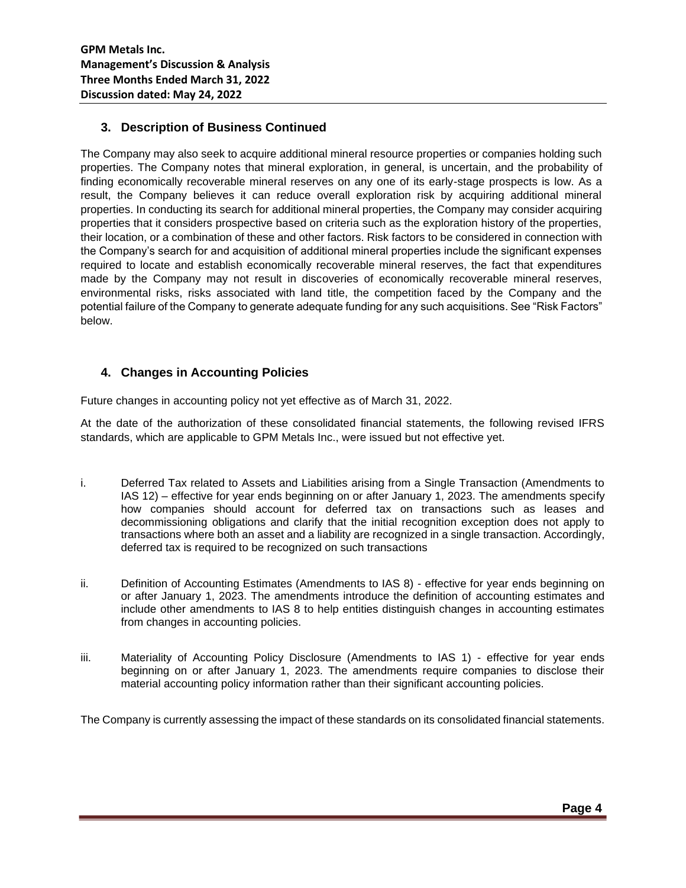## 3. Description of Business Continued

The Company may also seek to acquire additional mineral resource properties or companies holding such properties. The Company notes that mineral exploration, in general, is uncertain, and the probability of finding economically recoverable mineral reserves on any one of its early-stage prospects is low. As a result, the Company believes it can reduce overall exploration risk by acquiring additional mineral properties. In conducting its search for additional mineral properties, the Company may consider acquiring properties that it considers prospective based on criteria such as the exploration history of the properties, their location, or a combination of these and other factors. Risk factors to be considered in connection with the Company's search for and acquisition of additional mineral properties include the significant expenses required to locate and establish economically recoverable mineral reserves, the fact that expenditures made by the Company may not result in discoveries of economically recoverable mineral reserves, environmental risks, risks associated with land title, the competition faced by the Company and the potential failure of the Company to generate adequate funding for any such acquisitions. See "Risk Factors" below.

## 4. Changes in Accounting Policies

Future changes in accounting policy not yet effective as of March 31, 2022.

At the date of the authorization of these consolidated financial statements, the following revised IFRS standards, which are applicable to GPM Metals Inc., were issued but not effective yet.

i. Deferred Tax related to Assets and Liabilities arising from a Single Transaction (Amendments to IAS 12) – effective for year ends beginning on or after January 1, 2023. The amendments specify how companies should account for deferred tax on transactions such as leases and decommissioning obligations and clarify that the initial recognition exception does not apply to transactions where both an asset and a liability are recognized in a single transaction. Accordingly, deferred tax is required to be recognized on such transactions

ii. Definition of Accounting Estimates (Amendments to IAS 8) - effective for year ends beginning on or after January 1, 2023. The amendments introduce the definition of accounting estimates and include other amendments to IAS 8 to help entities distinguish changes in accounting estimates from changes in accounting policies.

iii. Materiality of Accounting Policy Disclosure (Amendments to IAS 1) - effective for year ends beginning on or after January 1, 2023. The amendments require companies to disclose their material accounting policy information rather than their significant accounting policies.

The Company is currently assessing the impact of these standards on its consolidated financial statements.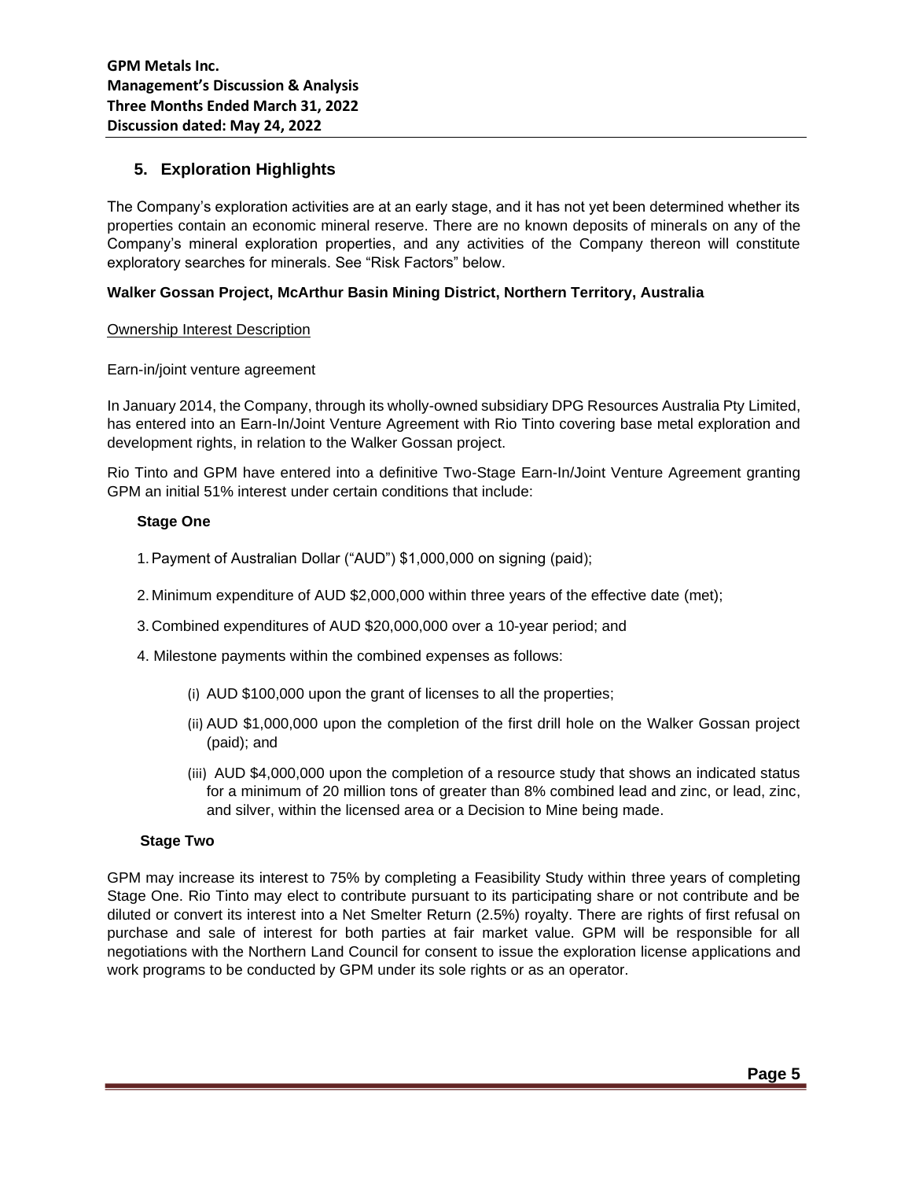## 5. Exploration Highlights

The Company's exploration activities are at an early stage, and it has not yet been determined whether its properties contain an economic mineral reserve. There are no known deposits of minerals on any of the Company's mineral exploration properties, and any activities of the Company thereon will constitute exploratory searches for minerals. See "Risk Factors" below.

### Walker Gossan Project, McArthur Basin Mining District, Northern Territory, Australia

Ownership Interest Description

Earn-in/joint venture agreement

In January 2014, the Company, through its wholly-owned subsidiary DPG Resources Australia Pty Limited, has entered into an Earn-In/Joint Venture Agreement with Rio Tinto covering base metal exploration and development rights, in relation to the Walker Gossan project.

Rio Tinto and GPM have entered into a definitive Two-Stage Earn-In/Joint Venture Agreement granting GPM an initial 51% interest under certain conditions that include:

**Stage One**

1. Payment of Australian Dollar ("AUD") $1,000,000 on signing (paid);
2. Minimum expenditure of AUD $2,000,000 within three years of the effective date (met);
3. Combined expenditures of AUD $20,000,000 over a 10-year period; and
4. Milestone payments within the combined expenses as follows:
   - (i) AUD $100,000 upon the grant of licenses to all the properties;
   - (ii) AUD $1,000,000 upon the completion of the first drill hole on the Walker Gossan project (paid); and
   - (iii) AUD $4,000,000 upon the completion of a resource study that shows an indicated status for a minimum of 20 million tons of greater than 8% combined lead and zinc, or lead, zinc, and silver, within the licensed area or a Decision to Mine being made.

**Stage Two**

GPM may increase its interest to 75% by completing a Feasibility Study within three years of completing Stage One. Rio Tinto may elect to contribute pursuant to its participating share or not contribute and be diluted or convert its interest into a Net Smelter Return (2.5%) royalty. There are rights of first refusal on purchase and sale of interest for both parties at fair market value. GPM will be responsible for all negotiations with the Northern Land Council for consent to issue the exploration license applications and work programs to be conducted by GPM under its sole rights or as an operator.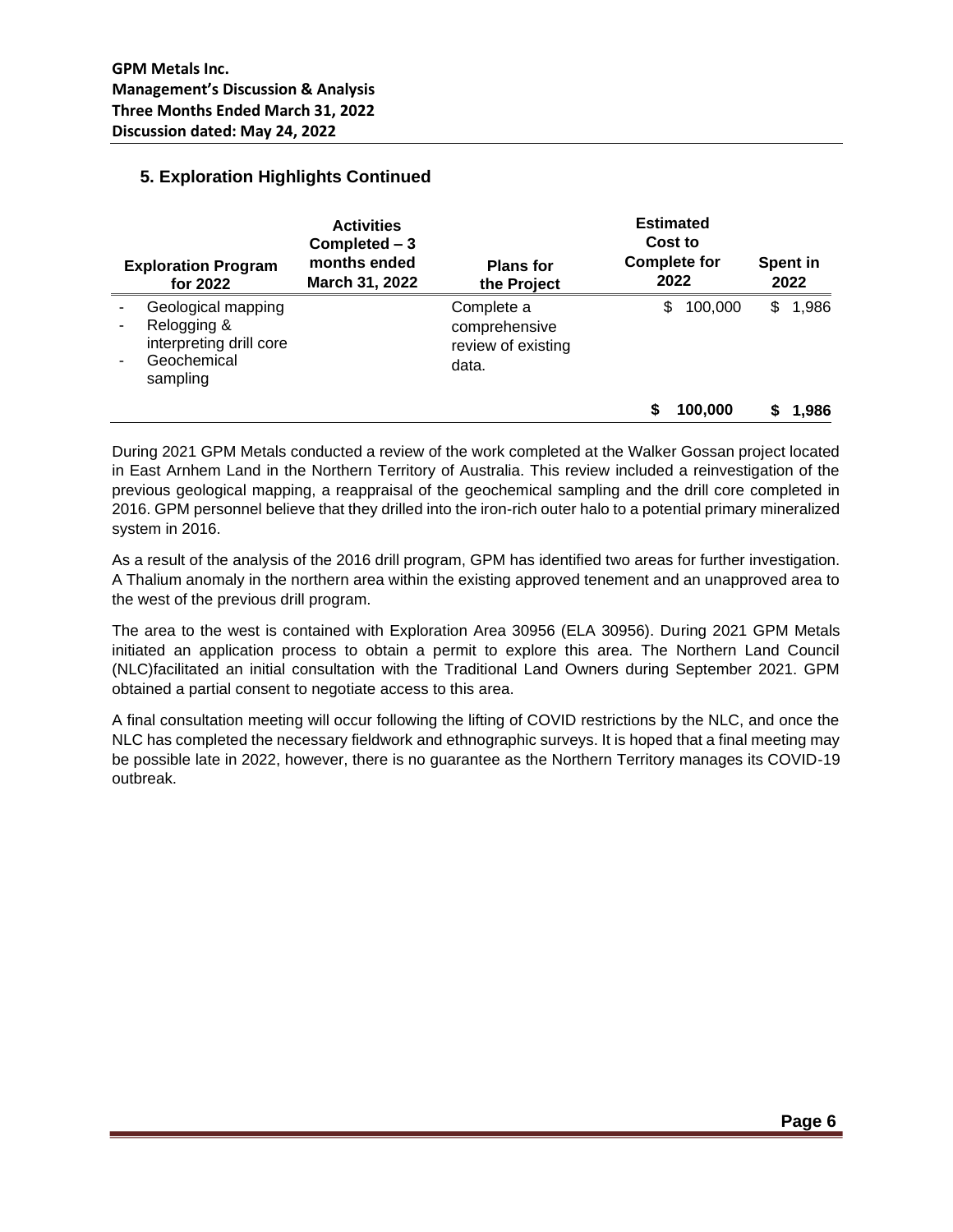## 5. Exploration Highlights Continued

| Exploration Program for 2022 | Activities Completed – 3 months ended March 31, 2022 | Plans for the Project | Estimated Cost to Complete for 2022 | Spent in 2022 |
|---|---|---|---|---|
| - Geological mapping<br>- Relogging & interpreting drill core<br>- Geochemical sampling | | Complete a comprehensive review of existing data. | $ 100,000 | $ 1,986 |
| | | | **$ 100,000** | **$ 1,986** |

During 2021 GPM Metals conducted a review of the work completed at the Walker Gossan project located in East Arnhem Land in the Northern Territory of Australia. This review included a reinvestigation of the previous geological mapping, a reappraisal of the geochemical sampling and the drill core completed in 2016. GPM personnel believe that they drilled into the iron-rich outer halo to a potential primary mineralized system in 2016.

As a result of the analysis of the 2016 drill program, GPM has identified two areas for further investigation. A Thalium anomaly in the northern area within the existing approved tenement and an unapproved area to the west of the previous drill program.

The area to the west is contained with Exploration Area 30956 (ELA 30956). During 2021 GPM Metals initiated an application process to obtain a permit to explore this area. The Northern Land Council (NLC)facilitated an initial consultation with the Traditional Land Owners during September 2021. GPM obtained a partial consent to negotiate access to this area.

A final consultation meeting will occur following the lifting of COVID restrictions by the NLC, and once the NLC has completed the necessary fieldwork and ethnographic surveys. It is hoped that a final meeting may be possible late in 2022, however, there is no guarantee as the Northern Territory manages its COVID-19 outbreak.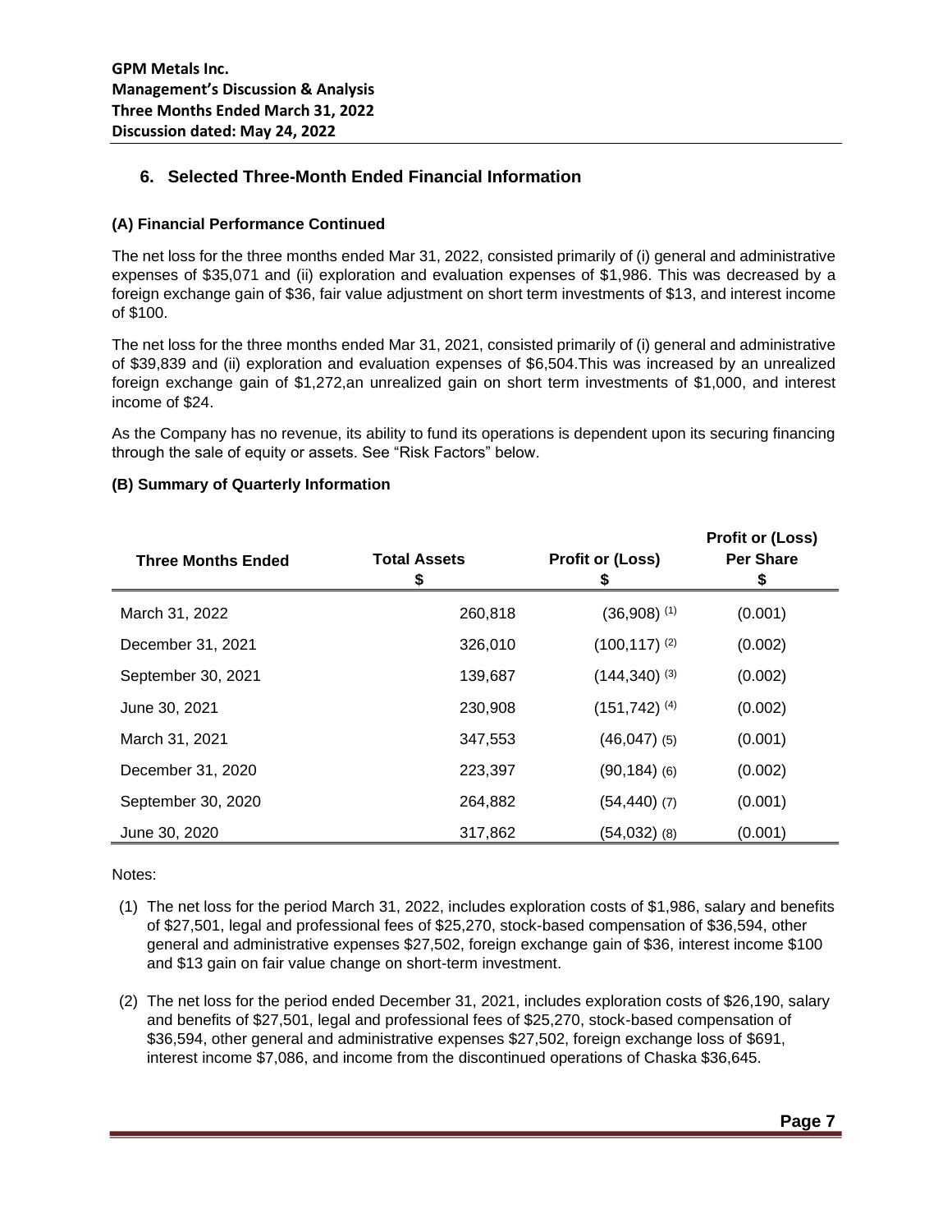## 6. Selected Three-Month Ended Financial Information

### (A) Financial Performance Continued

The net loss for the three months ended Mar 31, 2022, consisted primarily of (i) general and administrative expenses of $35,071 and (ii) exploration and evaluation expenses of $1,986. This was decreased by a foreign exchange gain of $36, fair value adjustment on short term investments of $13, and interest income of $100.

The net loss for the three months ended Mar 31, 2021, consisted primarily of (i) general and administrative of $39,839 and (ii) exploration and evaluation expenses of $6,504.This was increased by an unrealized foreign exchange gain of $1,272,an unrealized gain on short term investments of $1,000, and interest income of $24.

As the Company has no revenue, its ability to fund its operations is dependent upon its securing financing through the sale of equity or assets. See "Risk Factors" below.

### (B) Summary of Quarterly Information

| Three Months Ended | Total Assets $ | Profit or (Loss) $ | Profit or (Loss) Per Share $ |
|---|---|---|---|
| March 31, 2022 | 260,818 | (36,908) (1) | (0.001) |
| December 31, 2021 | 326,010 | (100,117) (2) | (0.002) |
| September 30, 2021 | 139,687 | (144,340) (3) | (0.002) |
| June 30, 2021 | 230,908 | (151,742) (4) | (0.002) |
| March 31, 2021 | 347,553 | (46,047) (5) | (0.001) |
| December 31, 2020 | 223,397 | (90,184) (6) | (0.002) |
| September 30, 2020 | 264,882 | (54,440) (7) | (0.001) |
| June 30, 2020 | 317,862 | (54,032) (8) | (0.001) |

Notes:

(1) The net loss for the period March 31, 2022, includes exploration costs of $1,986, salary and benefits of $27,501, legal and professional fees of $25,270, stock-based compensation of $36,594, other general and administrative expenses $27,502, foreign exchange gain of $36, interest income $100 and $13 gain on fair value change on short-term investment.

(2) The net loss for the period ended December 31, 2021, includes exploration costs of $26,190, salary and benefits of $27,501, legal and professional fees of $25,270, stock-based compensation of $36,594, other general and administrative expenses $27,502, foreign exchange loss of $691, interest income $7,086, and income from the discontinued operations of Chaska $36,645.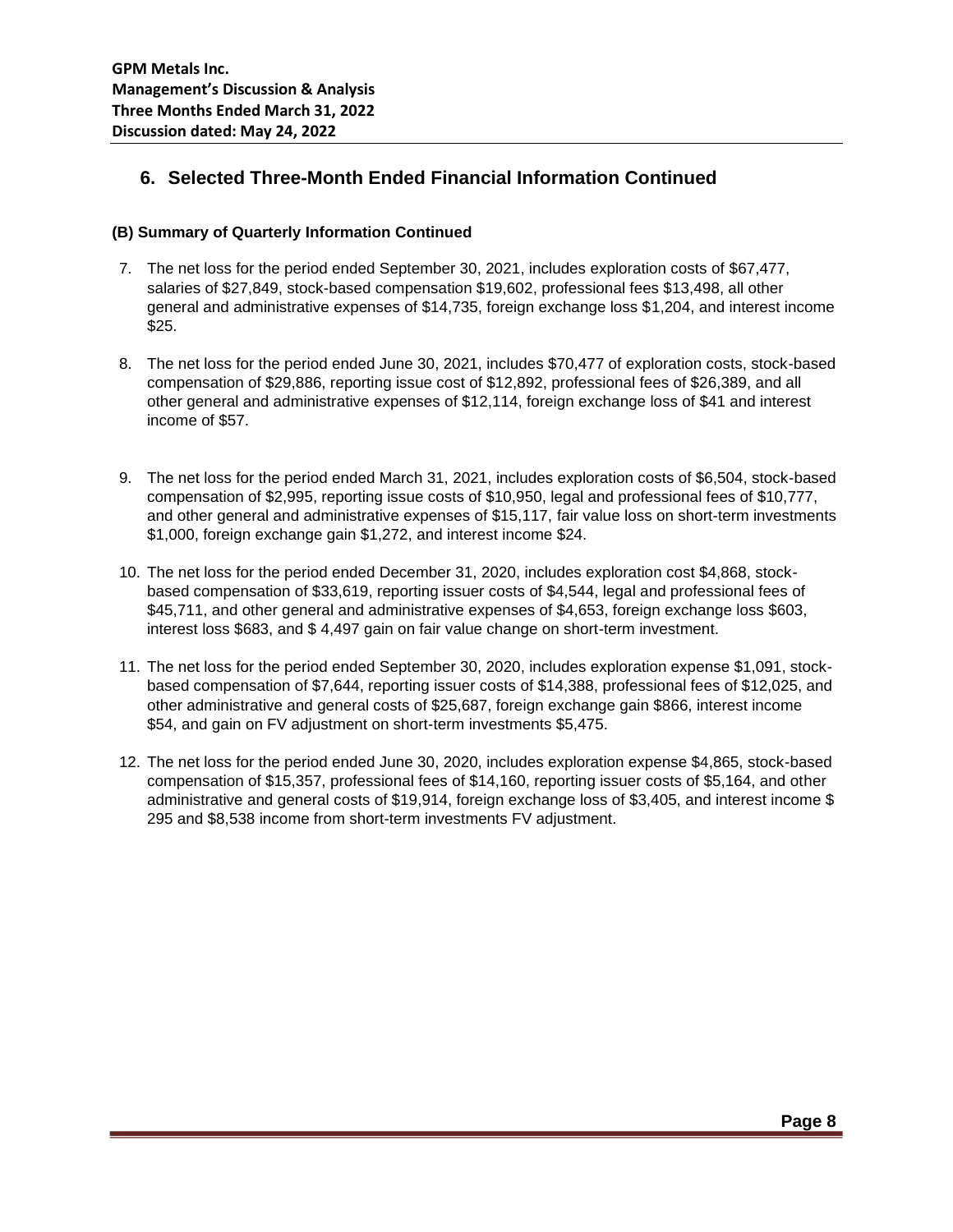## 6. Selected Three-Month Ended Financial Information Continued

### (B) Summary of Quarterly Information Continued

7. The net loss for the period ended September 30, 2021, includes exploration costs of $67,477, salaries of $27,849, stock-based compensation $19,602, professional fees $13,498, all other general and administrative expenses of $14,735, foreign exchange loss $1,204, and interest income $25.

8. The net loss for the period ended June 30, 2021, includes $70,477 of exploration costs, stock-based compensation of $29,886, reporting issue cost of $12,892, professional fees of $26,389, and all other general and administrative expenses of $12,114, foreign exchange loss of $41 and interest income of $57.

9. The net loss for the period ended March 31, 2021, includes exploration costs of $6,504, stock-based compensation of $2,995, reporting issue costs of $10,950, legal and professional fees of $10,777, and other general and administrative expenses of $15,117, fair value loss on short-term investments $1,000, foreign exchange gain $1,272, and interest income $24.

10. The net loss for the period ended December 31, 2020, includes exploration cost $4,868, stock-based compensation of $33,619, reporting issuer costs of $4,544, legal and professional fees of $45,711, and other general and administrative expenses of $4,653, foreign exchange loss $603, interest loss $683, and $ 4,497 gain on fair value change on short-term investment.

11. The net loss for the period ended September 30, 2020, includes exploration expense $1,091, stock-based compensation of $7,644, reporting issuer costs of $14,388, professional fees of $12,025, and other administrative and general costs of $25,687, foreign exchange gain $866, interest income $54, and gain on FV adjustment on short-term investments $5,475.

12. The net loss for the period ended June 30, 2020, includes exploration expense $4,865, stock-based compensation of $15,357, professional fees of $14,160, reporting issuer costs of $5,164, and other administrative and general costs of $19,914, foreign exchange loss of $3,405, and interest income $ 295 and $8,538 income from short-term investments FV adjustment.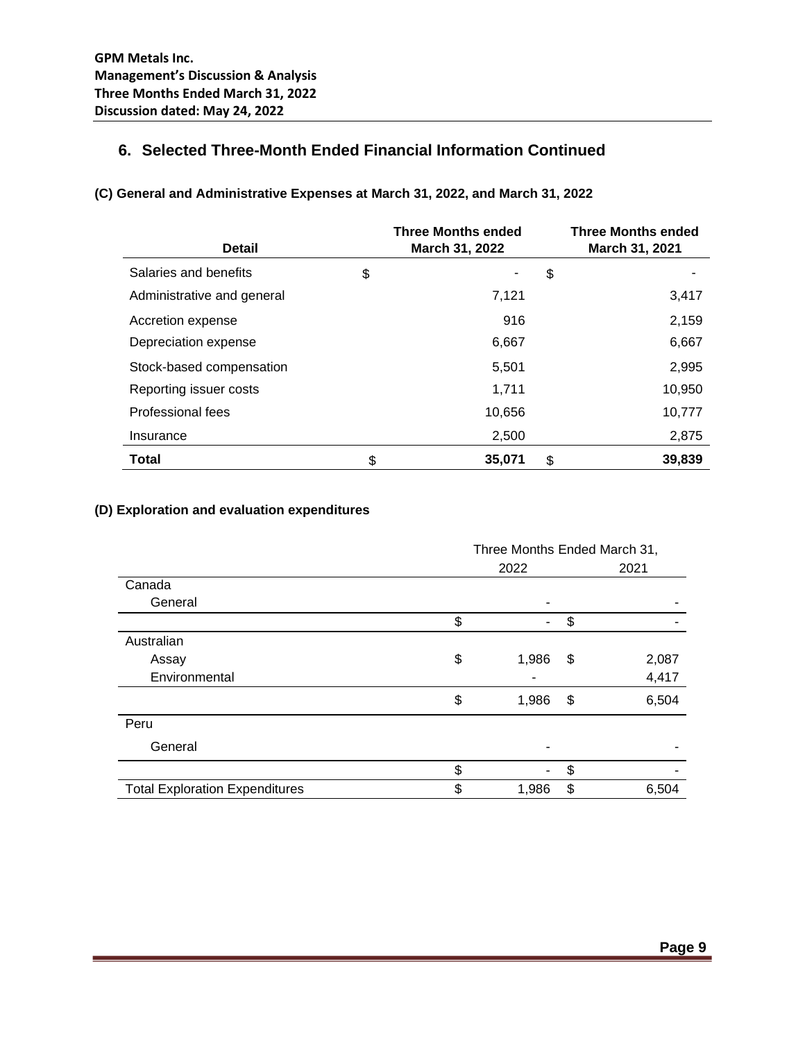## 6. Selected Three-Month Ended Financial Information Continued

**(C) General and Administrative Expenses at March 31, 2022, and March 31, 2022**

| Detail | Three Months ended March 31, 2022 | Three Months ended March 31, 2021 |
|---|---|---|
| Salaries and benefits | $ - | $ - |
| Administrative and general | 7,121 | 3,417 |
| Accretion expense | 916 | 2,159 |
| Depreciation expense | 6,667 | 6,667 |
| Stock-based compensation | 5,501 | 2,995 |
| Reporting issuer costs | 1,711 | 10,950 |
| Professional fees | 10,656 | 10,777 |
| Insurance | 2,500 | 2,875 |
| **Total** | $ **35,071** | $ **39,839** |

**(D) Exploration and evaluation expenditures**

| | Three Months Ended March 31, | |
|---|---|---|
| | 2022 | 2021 |
| Canada | | |
| General | - | - |
| | $ - | $ - |
| Australian | | |
| Assay | $ 1,986 | $ 2,087 |
| Environmental | - | 4,417 |
| | $ 1,986 | $ 6,504 |
| Peru | | |
| General | - | - |
| | $ - | $ - |
| Total Exploration Expenditures | $ 1,986 | $ 6,504 |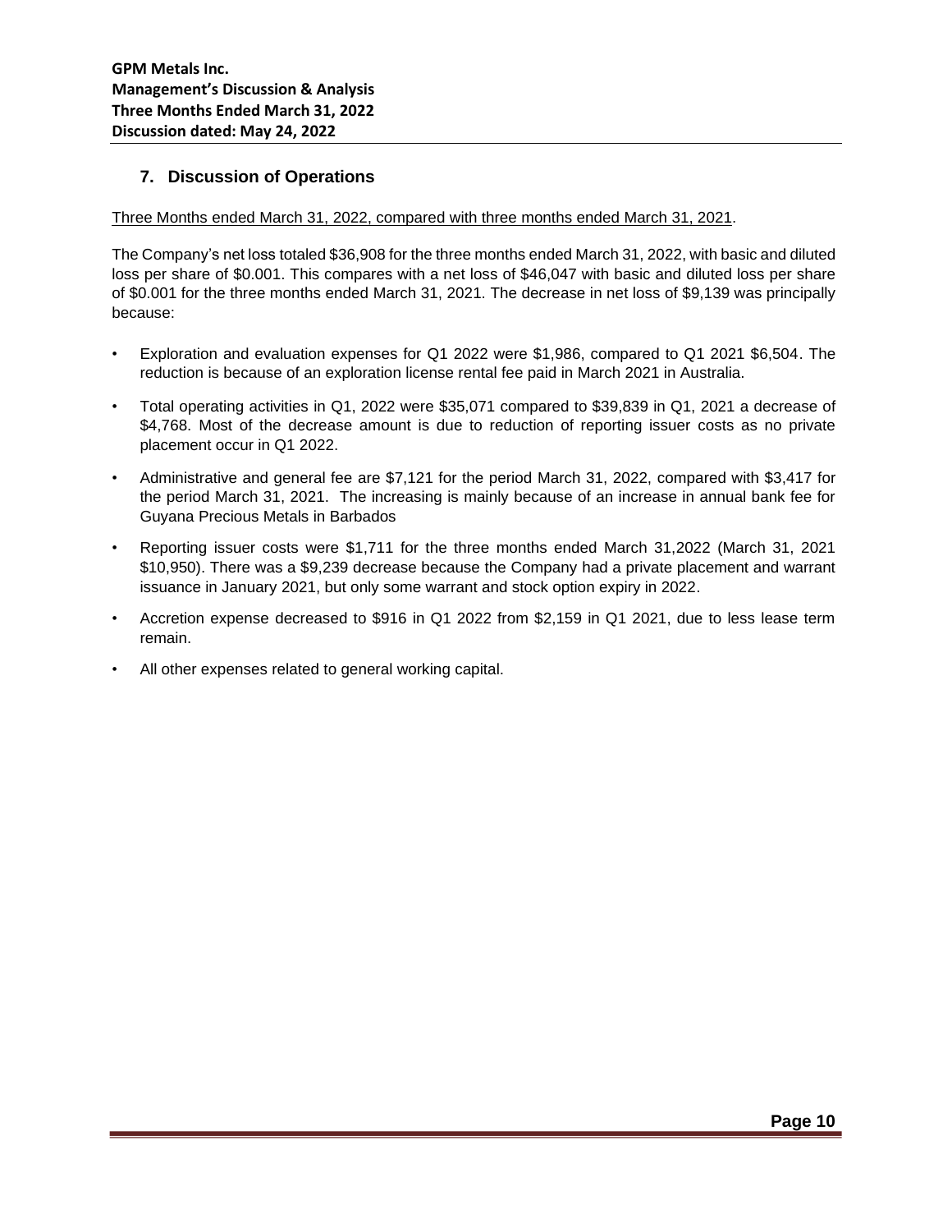## 7. Discussion of Operations

Three Months ended March 31, 2022, compared with three months ended March 31, 2021.

The Company's net loss totaled $36,908 for the three months ended March 31, 2022, with basic and diluted loss per share of $0.001. This compares with a net loss of $46,047 with basic and diluted loss per share of $0.001 for the three months ended March 31, 2021. The decrease in net loss of $9,139 was principally because:

- Exploration and evaluation expenses for Q1 2022 were $1,986, compared to Q1 2021 $6,504. The reduction is because of an exploration license rental fee paid in March 2021 in Australia.
- Total operating activities in Q1, 2022 were $35,071 compared to $39,839 in Q1, 2021 a decrease of $4,768. Most of the decrease amount is due to reduction of reporting issuer costs as no private placement occur in Q1 2022.
- Administrative and general fee are $7,121 for the period March 31, 2022, compared with $3,417 for the period March 31, 2021. The increasing is mainly because of an increase in annual bank fee for Guyana Precious Metals in Barbados
- Reporting issuer costs were $1,711 for the three months ended March 31,2022 (March 31, 2021 $10,950). There was a $9,239 decrease because the Company had a private placement and warrant issuance in January 2021, but only some warrant and stock option expiry in 2022.
- Accretion expense decreased to $916 in Q1 2022 from $2,159 in Q1 2021, due to less lease term remain.
- All other expenses related to general working capital.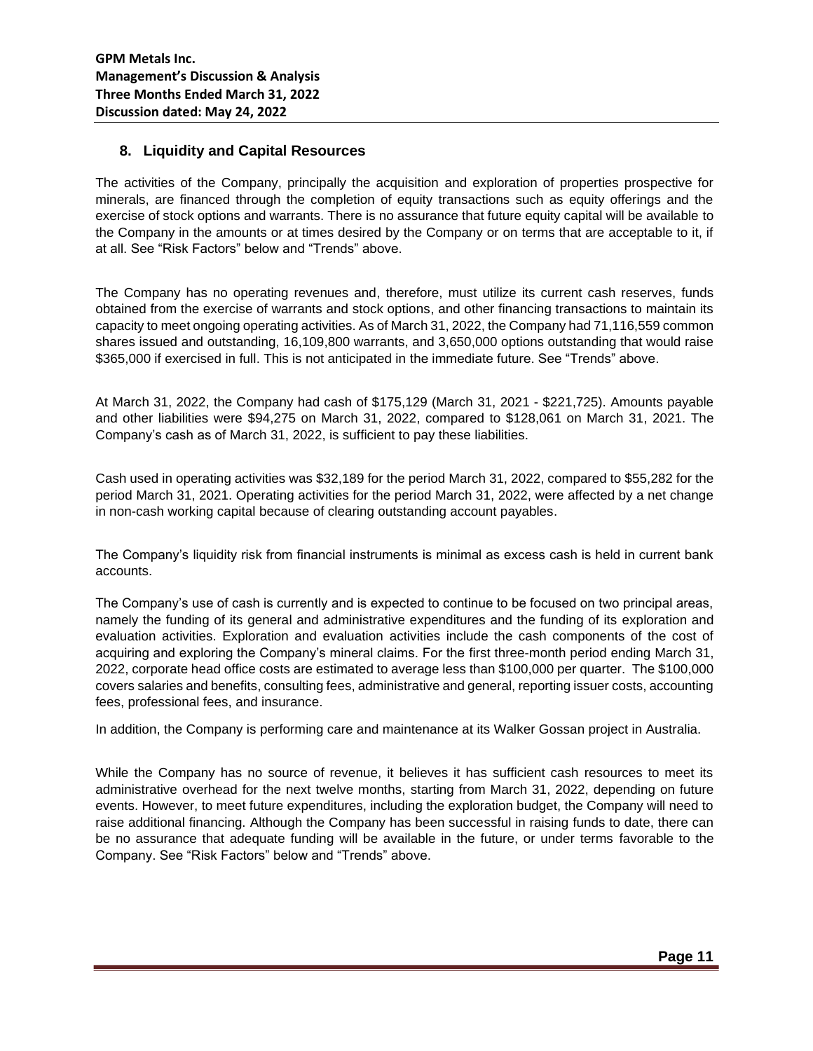## 8. Liquidity and Capital Resources

The activities of the Company, principally the acquisition and exploration of properties prospective for minerals, are financed through the completion of equity transactions such as equity offerings and the exercise of stock options and warrants. There is no assurance that future equity capital will be available to the Company in the amounts or at times desired by the Company or on terms that are acceptable to it, if at all. See "Risk Factors" below and "Trends" above.

The Company has no operating revenues and, therefore, must utilize its current cash reserves, funds obtained from the exercise of warrants and stock options, and other financing transactions to maintain its capacity to meet ongoing operating activities. As of March 31, 2022, the Company had 71,116,559 common shares issued and outstanding, 16,109,800 warrants, and 3,650,000 options outstanding that would raise $365,000 if exercised in full. This is not anticipated in the immediate future. See "Trends" above.

At March 31, 2022, the Company had cash of $175,129 (March 31, 2021 - $221,725). Amounts payable and other liabilities were $94,275 on March 31, 2022, compared to $128,061 on March 31, 2021. The Company's cash as of March 31, 2022, is sufficient to pay these liabilities.

Cash used in operating activities was $32,189 for the period March 31, 2022, compared to $55,282 for the period March 31, 2021. Operating activities for the period March 31, 2022, were affected by a net change in non-cash working capital because of clearing outstanding account payables.

The Company's liquidity risk from financial instruments is minimal as excess cash is held in current bank accounts.

The Company's use of cash is currently and is expected to continue to be focused on two principal areas, namely the funding of its general and administrative expenditures and the funding of its exploration and evaluation activities. Exploration and evaluation activities include the cash components of the cost of acquiring and exploring the Company's mineral claims. For the first three-month period ending March 31, 2022, corporate head office costs are estimated to average less than $100,000 per quarter. The $100,000 covers salaries and benefits, consulting fees, administrative and general, reporting issuer costs, accounting fees, professional fees, and insurance.

In addition, the Company is performing care and maintenance at its Walker Gossan project in Australia.

While the Company has no source of revenue, it believes it has sufficient cash resources to meet its administrative overhead for the next twelve months, starting from March 31, 2022, depending on future events. However, to meet future expenditures, including the exploration budget, the Company will need to raise additional financing. Although the Company has been successful in raising funds to date, there can be no assurance that adequate funding will be available in the future, or under terms favorable to the Company. See "Risk Factors" below and "Trends" above.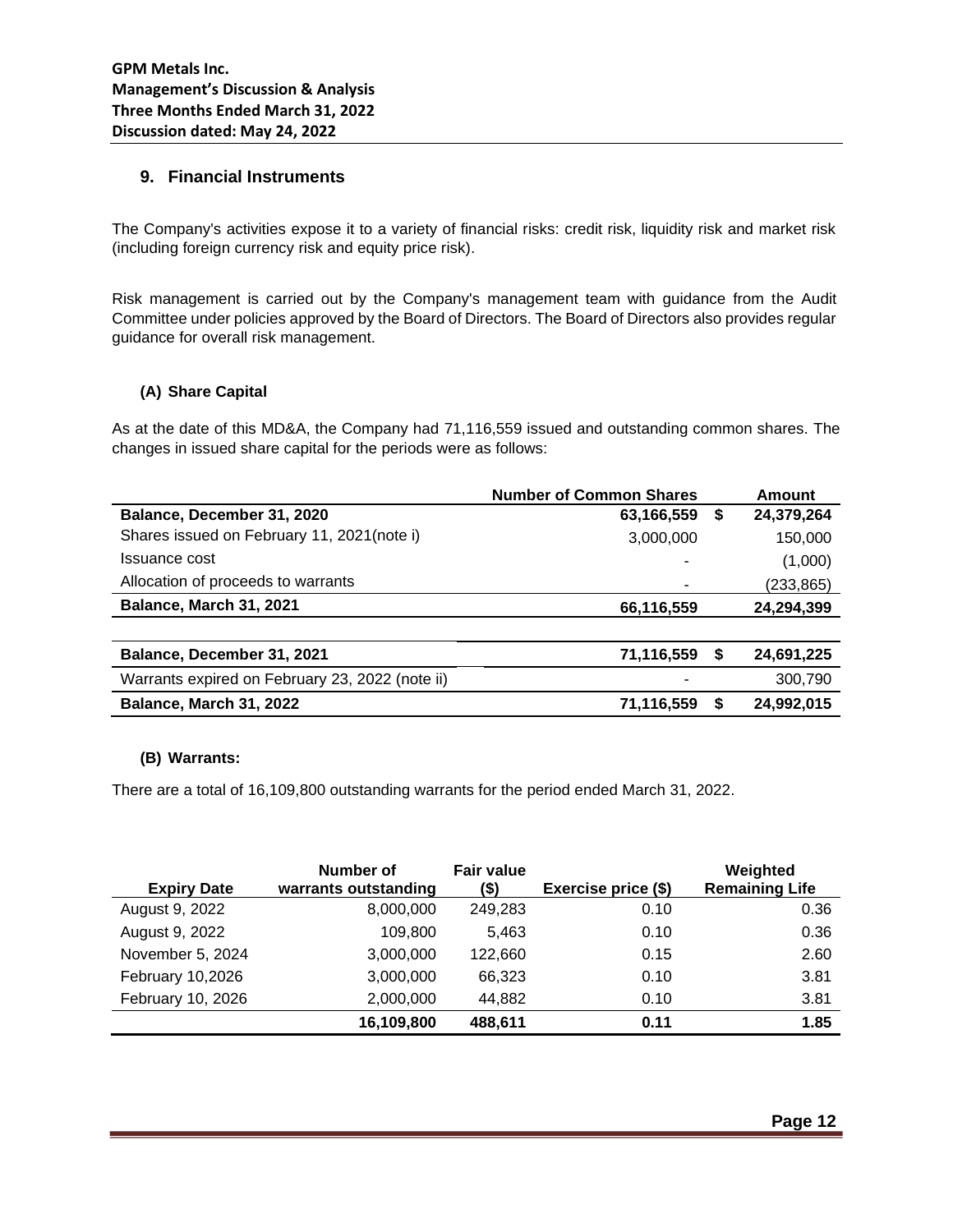## 9. Financial Instruments

The Company's activities expose it to a variety of financial risks: credit risk, liquidity risk and market risk (including foreign currency risk and equity price risk).

Risk management is carried out by the Company's management team with guidance from the Audit Committee under policies approved by the Board of Directors. The Board of Directors also provides regular guidance for overall risk management.

### (A) Share Capital

As at the date of this MD&A, the Company had 71,116,559 issued and outstanding common shares. The changes in issued share capital for the periods were as follows:

| | Number of Common Shares | | Amount |
|---|---|---|---|
| **Balance, December 31, 2020** | **63,166,559** | **$** | **24,379,264** |
| Shares issued on February 11, 2021(note i) | 3,000,000 | | 150,000 |
| Issuance cost | - | | (1,000) |
| Allocation of proceeds to warrants | - | | (233,865) |
| **Balance, March 31, 2021** | **66,116,559** | | **24,294,399** |
| | | | |
| **Balance, December 31, 2021** | **71,116,559** | **$** | **24,691,225** |
| Warrants expired on February 23, 2022 (note ii) | - | | 300,790 |
| **Balance, March 31, 2022** | **71,116,559** | **$** | **24,992,015** |

### (B) Warrants:

There are a total of 16,109,800 outstanding warrants for the period ended March 31, 2022.

| Expiry Date | Number of warrants outstanding | Fair value ($) | Exercise price ($) | Weighted Remaining Life |
|---|---|---|---|---|
| August 9, 2022 | 8,000,000 | 249,283 | 0.10 | 0.36 |
| August 9, 2022 | 109,800 | 5,463 | 0.10 | 0.36 |
| November 5, 2024 | 3,000,000 | 122,660 | 0.15 | 2.60 |
| February 10,2026 | 3,000,000 | 66,323 | 0.10 | 3.81 |
| February 10, 2026 | 2,000,000 | 44,882 | 0.10 | 3.81 |
| | **16,109,800** | **488,611** | **0.11** | **1.85** |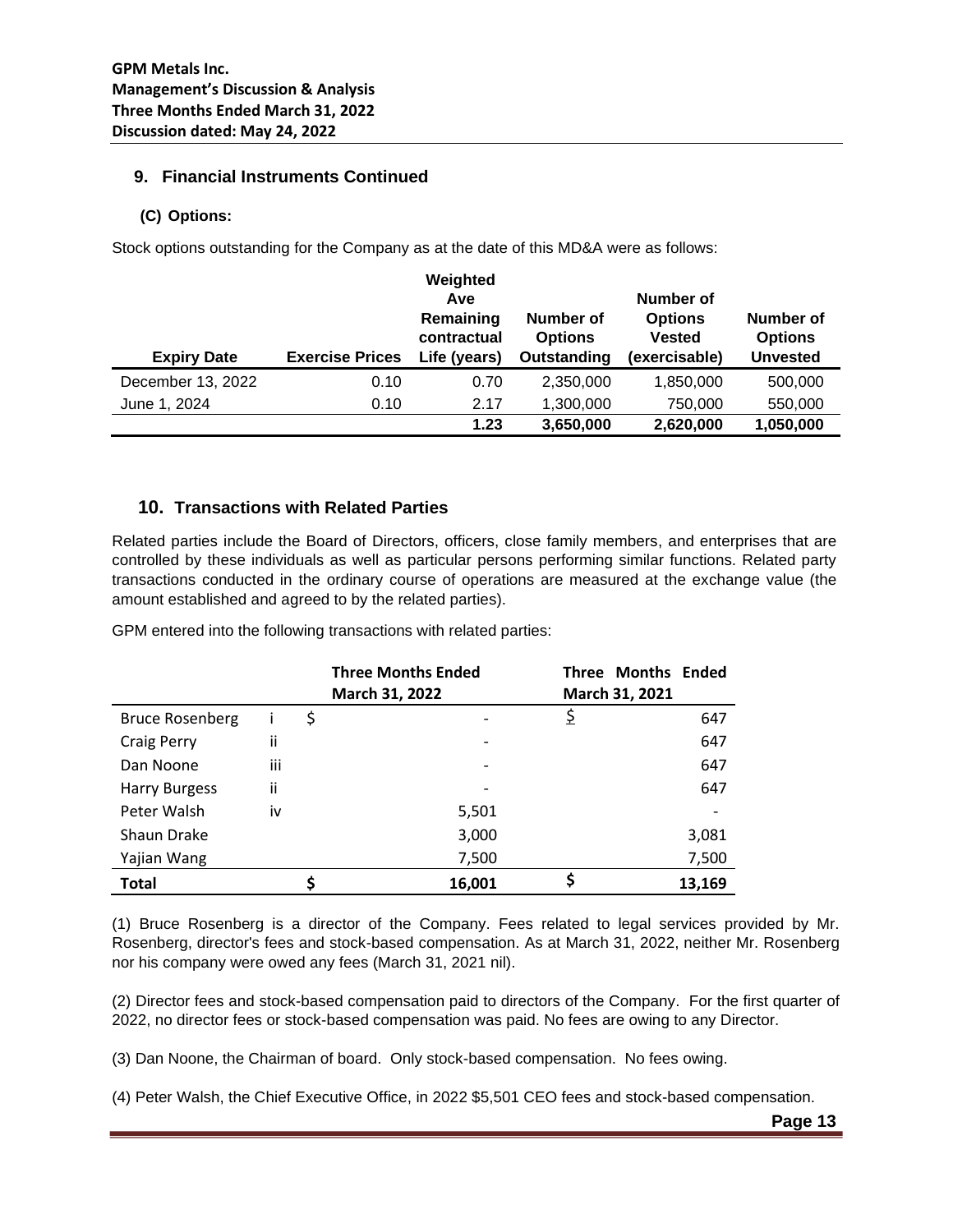## 9. Financial Instruments Continued

### (C) Options:

Stock options outstanding for the Company as at the date of this MD&A were as follows:

| Expiry Date | Exercise Prices | Weighted Ave Remaining contractual Life (years) | Number of Options Outstanding | Number of Options Vested (exercisable) | Number of Options Unvested |
|---|---|---|---|---|---|
| December 13, 2022 | 0.10 | 0.70 | 2,350,000 | 1,850,000 | 500,000 |
| June 1, 2024 | 0.10 | 2.17 | 1,300,000 | 750,000 | 550,000 |
| | | **1.23** | **3,650,000** | **2,620,000** | **1,050,000** |

## 10. Transactions with Related Parties

Related parties include the Board of Directors, officers, close family members, and enterprises that are controlled by these individuals as well as particular persons performing similar functions. Related party transactions conducted in the ordinary course of operations are measured at the exchange value (the amount established and agreed to by the related parties).

GPM entered into the following transactions with related parties:

| | | Three Months Ended March 31, 2022 | Three Months Ended March 31, 2021 |
|---|---|---|---|
| Bruce Rosenberg | i | $ - | $ 647 |
| Craig Perry | ii | - | 647 |
| Dan Noone | iii | - | 647 |
| Harry Burgess | ii | - | 647 |
| Peter Walsh | iv | 5,501 | - |
| Shaun Drake | | 3,000 | 3,081 |
| Yajian Wang | | 7,500 | 7,500 |
| **Total** | | **$ 16,001** | **$ 13,169** |

(1) Bruce Rosenberg is a director of the Company. Fees related to legal services provided by Mr. Rosenberg, director's fees and stock-based compensation. As at March 31, 2022, neither Mr. Rosenberg nor his company were owed any fees (March 31, 2021 nil).

(2) Director fees and stock-based compensation paid to directors of the Company. For the first quarter of 2022, no director fees or stock-based compensation was paid. No fees are owing to any Director.

(3) Dan Noone, the Chairman of board. Only stock-based compensation. No fees owing.

(4) Peter Walsh, the Chief Executive Office, in 2022 $5,501 CEO fees and stock-based compensation.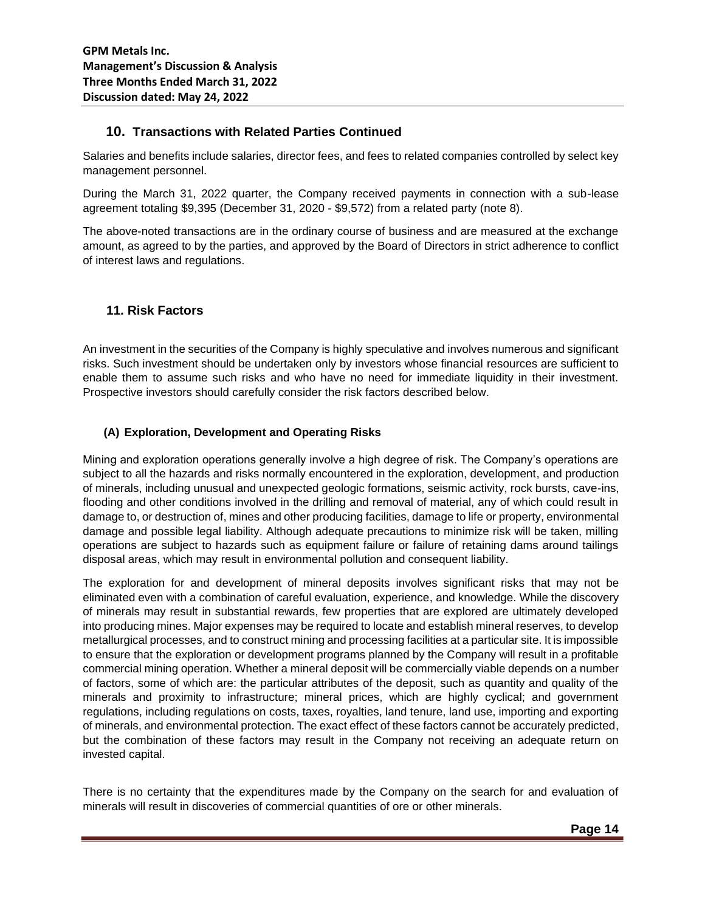## 10. Transactions with Related Parties Continued

Salaries and benefits include salaries, director fees, and fees to related companies controlled by select key management personnel.

During the March 31, 2022 quarter, the Company received payments in connection with a sub-lease agreement totaling $9,395 (December 31, 2020 - $9,572) from a related party (note 8).

The above-noted transactions are in the ordinary course of business and are measured at the exchange amount, as agreed to by the parties, and approved by the Board of Directors in strict adherence to conflict of interest laws and regulations.

## 11. Risk Factors

An investment in the securities of the Company is highly speculative and involves numerous and significant risks. Such investment should be undertaken only by investors whose financial resources are sufficient to enable them to assume such risks and who have no need for immediate liquidity in their investment. Prospective investors should carefully consider the risk factors described below.

### (A) Exploration, Development and Operating Risks

Mining and exploration operations generally involve a high degree of risk. The Company's operations are subject to all the hazards and risks normally encountered in the exploration, development, and production of minerals, including unusual and unexpected geologic formations, seismic activity, rock bursts, cave-ins, flooding and other conditions involved in the drilling and removal of material, any of which could result in damage to, or destruction of, mines and other producing facilities, damage to life or property, environmental damage and possible legal liability. Although adequate precautions to minimize risk will be taken, milling operations are subject to hazards such as equipment failure or failure of retaining dams around tailings disposal areas, which may result in environmental pollution and consequent liability.

The exploration for and development of mineral deposits involves significant risks that may not be eliminated even with a combination of careful evaluation, experience, and knowledge. While the discovery of minerals may result in substantial rewards, few properties that are explored are ultimately developed into producing mines. Major expenses may be required to locate and establish mineral reserves, to develop metallurgical processes, and to construct mining and processing facilities at a particular site. It is impossible to ensure that the exploration or development programs planned by the Company will result in a profitable commercial mining operation. Whether a mineral deposit will be commercially viable depends on a number of factors, some of which are: the particular attributes of the deposit, such as quantity and quality of the minerals and proximity to infrastructure; mineral prices, which are highly cyclical; and government regulations, including regulations on costs, taxes, royalties, land tenure, land use, importing and exporting of minerals, and environmental protection. The exact effect of these factors cannot be accurately predicted, but the combination of these factors may result in the Company not receiving an adequate return on invested capital.

There is no certainty that the expenditures made by the Company on the search for and evaluation of minerals will result in discoveries of commercial quantities of ore or other minerals.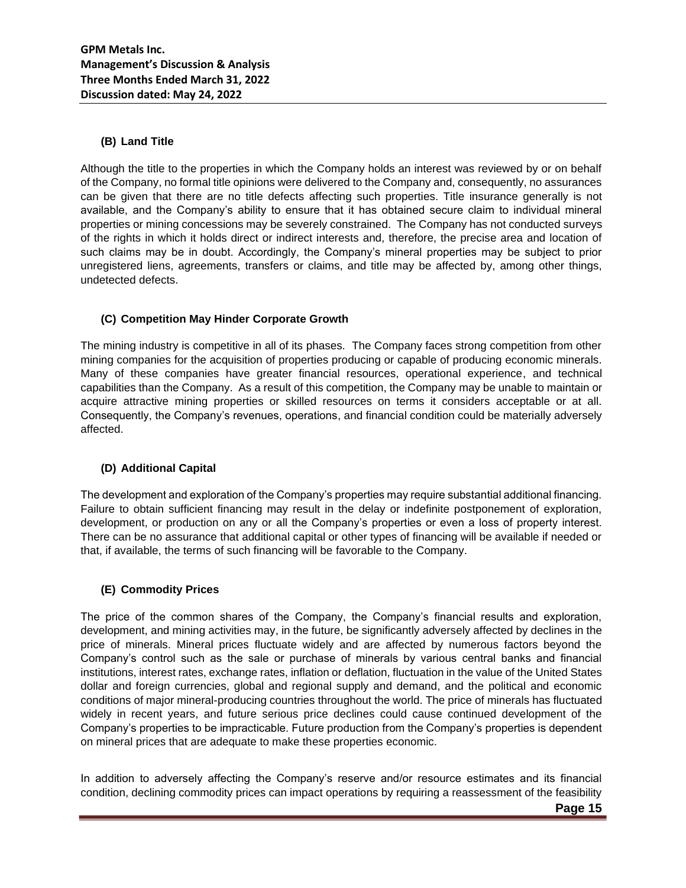### (B) Land Title

Although the title to the properties in which the Company holds an interest was reviewed by or on behalf of the Company, no formal title opinions were delivered to the Company and, consequently, no assurances can be given that there are no title defects affecting such properties. Title insurance generally is not available, and the Company's ability to ensure that it has obtained secure claim to individual mineral properties or mining concessions may be severely constrained. The Company has not conducted surveys of the rights in which it holds direct or indirect interests and, therefore, the precise area and location of such claims may be in doubt. Accordingly, the Company's mineral properties may be subject to prior unregistered liens, agreements, transfers or claims, and title may be affected by, among other things, undetected defects.

### (C) Competition May Hinder Corporate Growth

The mining industry is competitive in all of its phases. The Company faces strong competition from other mining companies for the acquisition of properties producing or capable of producing economic minerals. Many of these companies have greater financial resources, operational experience, and technical capabilities than the Company. As a result of this competition, the Company may be unable to maintain or acquire attractive mining properties or skilled resources on terms it considers acceptable or at all. Consequently, the Company's revenues, operations, and financial condition could be materially adversely affected.

### (D) Additional Capital

The development and exploration of the Company's properties may require substantial additional financing. Failure to obtain sufficient financing may result in the delay or indefinite postponement of exploration, development, or production on any or all the Company's properties or even a loss of property interest. There can be no assurance that additional capital or other types of financing will be available if needed or that, if available, the terms of such financing will be favorable to the Company.

### (E) Commodity Prices

The price of the common shares of the Company, the Company's financial results and exploration, development, and mining activities may, in the future, be significantly adversely affected by declines in the price of minerals. Mineral prices fluctuate widely and are affected by numerous factors beyond the Company's control such as the sale or purchase of minerals by various central banks and financial institutions, interest rates, exchange rates, inflation or deflation, fluctuation in the value of the United States dollar and foreign currencies, global and regional supply and demand, and the political and economic conditions of major mineral-producing countries throughout the world. The price of minerals has fluctuated widely in recent years, and future serious price declines could cause continued development of the Company's properties to be impracticable. Future production from the Company's properties is dependent on mineral prices that are adequate to make these properties economic.

In addition to adversely affecting the Company's reserve and/or resource estimates and its financial condition, declining commodity prices can impact operations by requiring a reassessment of the feasibility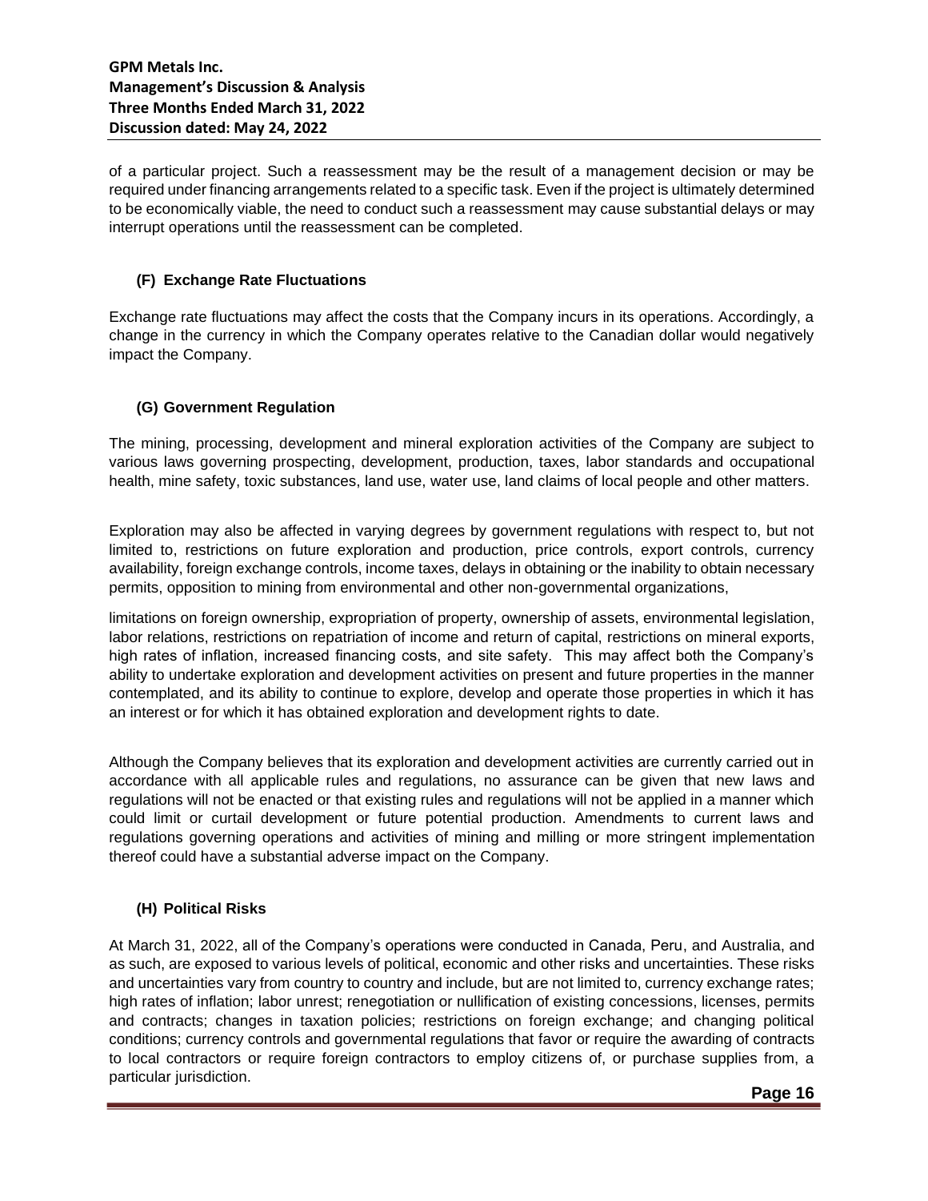of a particular project. Such a reassessment may be the result of a management decision or may be required under financing arrangements related to a specific task. Even if the project is ultimately determined to be economically viable, the need to conduct such a reassessment may cause substantial delays or may interrupt operations until the reassessment can be completed.

### (F) Exchange Rate Fluctuations

Exchange rate fluctuations may affect the costs that the Company incurs in its operations. Accordingly, a change in the currency in which the Company operates relative to the Canadian dollar would negatively impact the Company.

### (G) Government Regulation

The mining, processing, development and mineral exploration activities of the Company are subject to various laws governing prospecting, development, production, taxes, labor standards and occupational health, mine safety, toxic substances, land use, water use, land claims of local people and other matters.

Exploration may also be affected in varying degrees by government regulations with respect to, but not limited to, restrictions on future exploration and production, price controls, export controls, currency availability, foreign exchange controls, income taxes, delays in obtaining or the inability to obtain necessary permits, opposition to mining from environmental and other non-governmental organizations,

limitations on foreign ownership, expropriation of property, ownership of assets, environmental legislation, labor relations, restrictions on repatriation of income and return of capital, restrictions on mineral exports, high rates of inflation, increased financing costs, and site safety. This may affect both the Company's ability to undertake exploration and development activities on present and future properties in the manner contemplated, and its ability to continue to explore, develop and operate those properties in which it has an interest or for which it has obtained exploration and development rights to date.

Although the Company believes that its exploration and development activities are currently carried out in accordance with all applicable rules and regulations, no assurance can be given that new laws and regulations will not be enacted or that existing rules and regulations will not be applied in a manner which could limit or curtail development or future potential production. Amendments to current laws and regulations governing operations and activities of mining and milling or more stringent implementation thereof could have a substantial adverse impact on the Company.

### (H) Political Risks

At March 31, 2022, all of the Company's operations were conducted in Canada, Peru, and Australia, and as such, are exposed to various levels of political, economic and other risks and uncertainties. These risks and uncertainties vary from country to country and include, but are not limited to, currency exchange rates; high rates of inflation; labor unrest; renegotiation or nullification of existing concessions, licenses, permits and contracts; changes in taxation policies; restrictions on foreign exchange; and changing political conditions; currency controls and governmental regulations that favor or require the awarding of contracts to local contractors or require foreign contractors to employ citizens of, or purchase supplies from, a particular jurisdiction.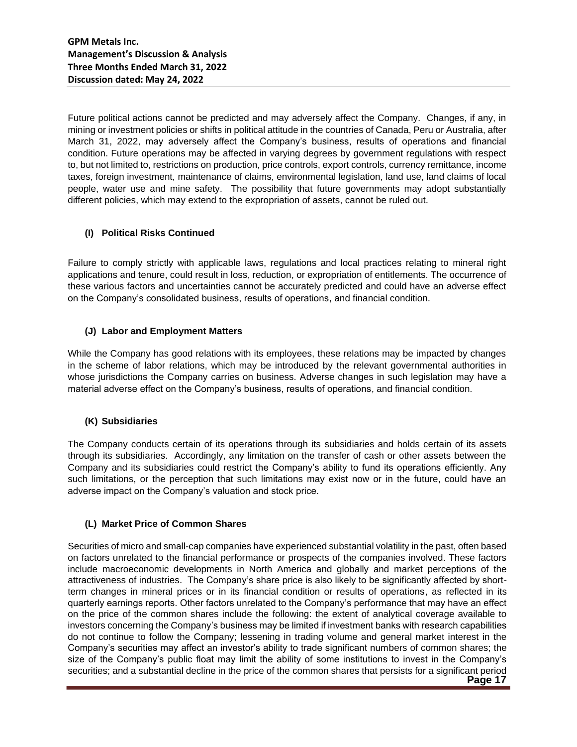Future political actions cannot be predicted and may adversely affect the Company. Changes, if any, in mining or investment policies or shifts in political attitude in the countries of Canada, Peru or Australia, after March 31, 2022, may adversely affect the Company's business, results of operations and financial condition. Future operations may be affected in varying degrees by government regulations with respect to, but not limited to, restrictions on production, price controls, export controls, currency remittance, income taxes, foreign investment, maintenance of claims, environmental legislation, land use, land claims of local people, water use and mine safety. The possibility that future governments may adopt substantially different policies, which may extend to the expropriation of assets, cannot be ruled out.

### (I) Political Risks Continued

Failure to comply strictly with applicable laws, regulations and local practices relating to mineral right applications and tenure, could result in loss, reduction, or expropriation of entitlements. The occurrence of these various factors and uncertainties cannot be accurately predicted and could have an adverse effect on the Company's consolidated business, results of operations, and financial condition.

### (J) Labor and Employment Matters

While the Company has good relations with its employees, these relations may be impacted by changes in the scheme of labor relations, which may be introduced by the relevant governmental authorities in whose jurisdictions the Company carries on business. Adverse changes in such legislation may have a material adverse effect on the Company's business, results of operations, and financial condition.

### (K) Subsidiaries

The Company conducts certain of its operations through its subsidiaries and holds certain of its assets through its subsidiaries. Accordingly, any limitation on the transfer of cash or other assets between the Company and its subsidiaries could restrict the Company's ability to fund its operations efficiently. Any such limitations, or the perception that such limitations may exist now or in the future, could have an adverse impact on the Company's valuation and stock price.

### (L) Market Price of Common Shares

Securities of micro and small-cap companies have experienced substantial volatility in the past, often based on factors unrelated to the financial performance or prospects of the companies involved. These factors include macroeconomic developments in North America and globally and market perceptions of the attractiveness of industries. The Company's share price is also likely to be significantly affected by short-term changes in mineral prices or in its financial condition or results of operations, as reflected in its quarterly earnings reports. Other factors unrelated to the Company's performance that may have an effect on the price of the common shares include the following: the extent of analytical coverage available to investors concerning the Company's business may be limited if investment banks with research capabilities do not continue to follow the Company; lessening in trading volume and general market interest in the Company's securities may affect an investor's ability to trade significant numbers of common shares; the size of the Company's public float may limit the ability of some institutions to invest in the Company's securities; and a substantial decline in the price of the common shares that persists for a significant period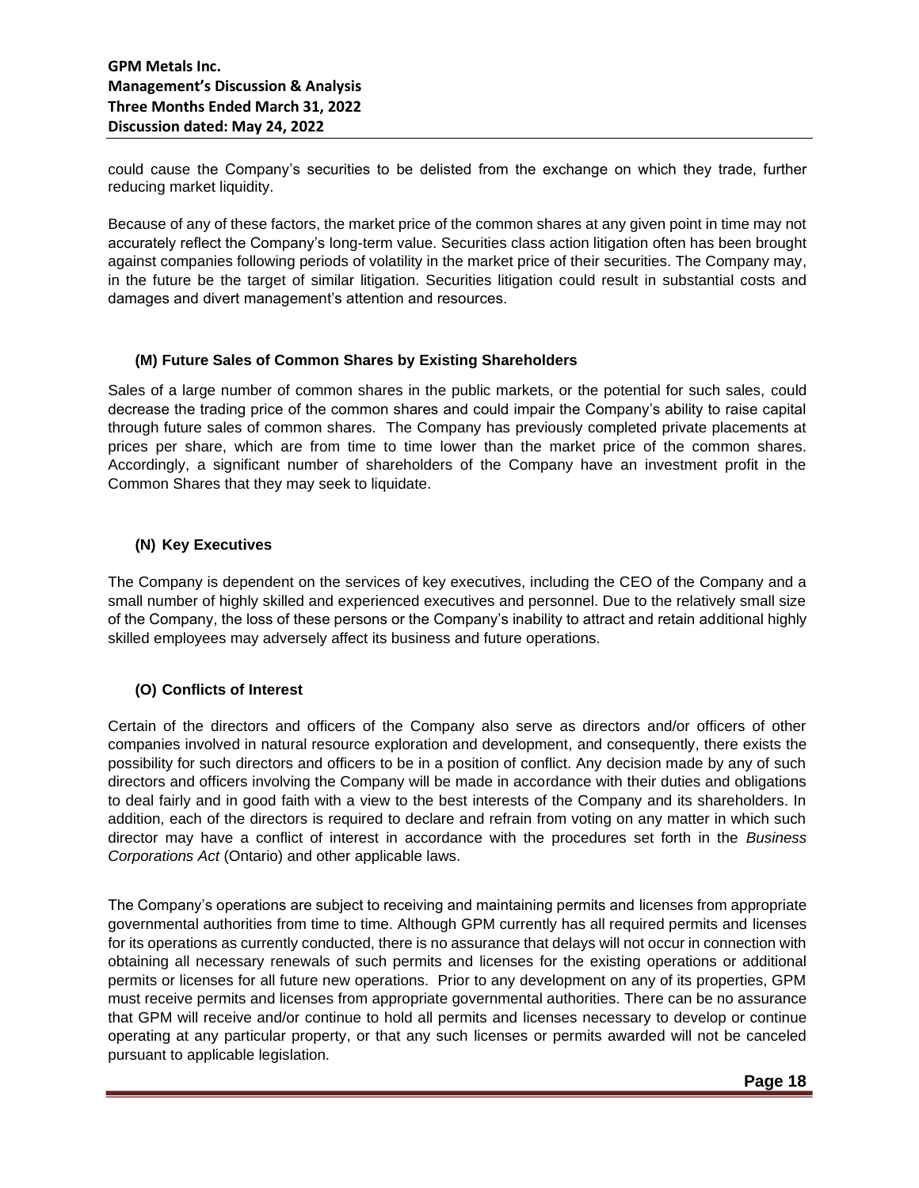could cause the Company's securities to be delisted from the exchange on which they trade, further reducing market liquidity.

Because of any of these factors, the market price of the common shares at any given point in time may not accurately reflect the Company's long-term value. Securities class action litigation often has been brought against companies following periods of volatility in the market price of their securities. The Company may, in the future be the target of similar litigation. Securities litigation could result in substantial costs and damages and divert management's attention and resources.

### (M) Future Sales of Common Shares by Existing Shareholders

Sales of a large number of common shares in the public markets, or the potential for such sales, could decrease the trading price of the common shares and could impair the Company's ability to raise capital through future sales of common shares. The Company has previously completed private placements at prices per share, which are from time to time lower than the market price of the common shares. Accordingly, a significant number of shareholders of the Company have an investment profit in the Common Shares that they may seek to liquidate.

### (N) Key Executives

The Company is dependent on the services of key executives, including the CEO of the Company and a small number of highly skilled and experienced executives and personnel. Due to the relatively small size of the Company, the loss of these persons or the Company's inability to attract and retain additional highly skilled employees may adversely affect its business and future operations.

### (O) Conflicts of Interest

Certain of the directors and officers of the Company also serve as directors and/or officers of other companies involved in natural resource exploration and development, and consequently, there exists the possibility for such directors and officers to be in a position of conflict. Any decision made by any of such directors and officers involving the Company will be made in accordance with their duties and obligations to deal fairly and in good faith with a view to the best interests of the Company and its shareholders. In addition, each of the directors is required to declare and refrain from voting on any matter in which such director may have a conflict of interest in accordance with the procedures set forth in the *Business Corporations Act* (Ontario) and other applicable laws.

The Company's operations are subject to receiving and maintaining permits and licenses from appropriate governmental authorities from time to time. Although GPM currently has all required permits and licenses for its operations as currently conducted, there is no assurance that delays will not occur in connection with obtaining all necessary renewals of such permits and licenses for the existing operations or additional permits or licenses for all future new operations. Prior to any development on any of its properties, GPM must receive permits and licenses from appropriate governmental authorities. There can be no assurance that GPM will receive and/or continue to hold all permits and licenses necessary to develop or continue operating at any particular property, or that any such licenses or permits awarded will not be canceled pursuant to applicable legislation.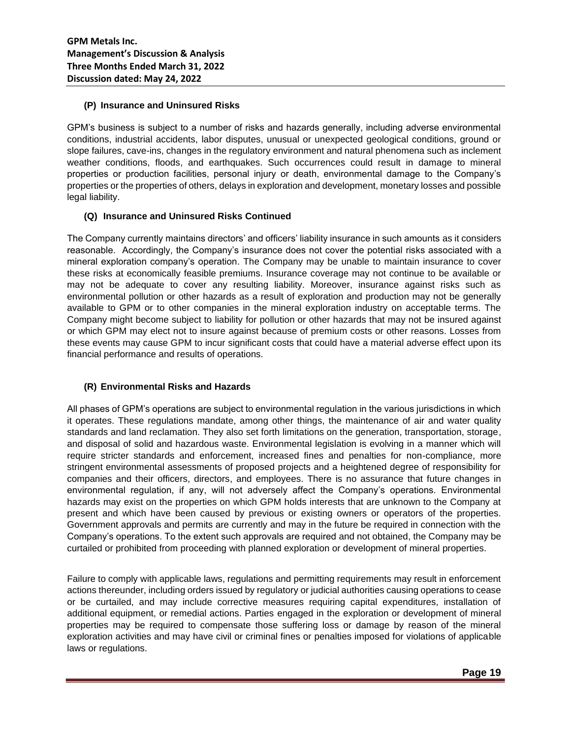### (P) Insurance and Uninsured Risks

GPM's business is subject to a number of risks and hazards generally, including adverse environmental conditions, industrial accidents, labor disputes, unusual or unexpected geological conditions, ground or slope failures, cave-ins, changes in the regulatory environment and natural phenomena such as inclement weather conditions, floods, and earthquakes. Such occurrences could result in damage to mineral properties or production facilities, personal injury or death, environmental damage to the Company's properties or the properties of others, delays in exploration and development, monetary losses and possible legal liability.

### (Q) Insurance and Uninsured Risks Continued

The Company currently maintains directors' and officers' liability insurance in such amounts as it considers reasonable. Accordingly, the Company's insurance does not cover the potential risks associated with a mineral exploration company's operation. The Company may be unable to maintain insurance to cover these risks at economically feasible premiums. Insurance coverage may not continue to be available or may not be adequate to cover any resulting liability. Moreover, insurance against risks such as environmental pollution or other hazards as a result of exploration and production may not be generally available to GPM or to other companies in the mineral exploration industry on acceptable terms. The Company might become subject to liability for pollution or other hazards that may not be insured against or which GPM may elect not to insure against because of premium costs or other reasons. Losses from these events may cause GPM to incur significant costs that could have a material adverse effect upon its financial performance and results of operations.

### (R) Environmental Risks and Hazards

All phases of GPM's operations are subject to environmental regulation in the various jurisdictions in which it operates. These regulations mandate, among other things, the maintenance of air and water quality standards and land reclamation. They also set forth limitations on the generation, transportation, storage, and disposal of solid and hazardous waste. Environmental legislation is evolving in a manner which will require stricter standards and enforcement, increased fines and penalties for non-compliance, more stringent environmental assessments of proposed projects and a heightened degree of responsibility for companies and their officers, directors, and employees. There is no assurance that future changes in environmental regulation, if any, will not adversely affect the Company's operations. Environmental hazards may exist on the properties on which GPM holds interests that are unknown to the Company at present and which have been caused by previous or existing owners or operators of the properties. Government approvals and permits are currently and may in the future be required in connection with the Company's operations. To the extent such approvals are required and not obtained, the Company may be curtailed or prohibited from proceeding with planned exploration or development of mineral properties.

Failure to comply with applicable laws, regulations and permitting requirements may result in enforcement actions thereunder, including orders issued by regulatory or judicial authorities causing operations to cease or be curtailed, and may include corrective measures requiring capital expenditures, installation of additional equipment, or remedial actions. Parties engaged in the exploration or development of mineral properties may be required to compensate those suffering loss or damage by reason of the mineral exploration activities and may have civil or criminal fines or penalties imposed for violations of applicable laws or regulations.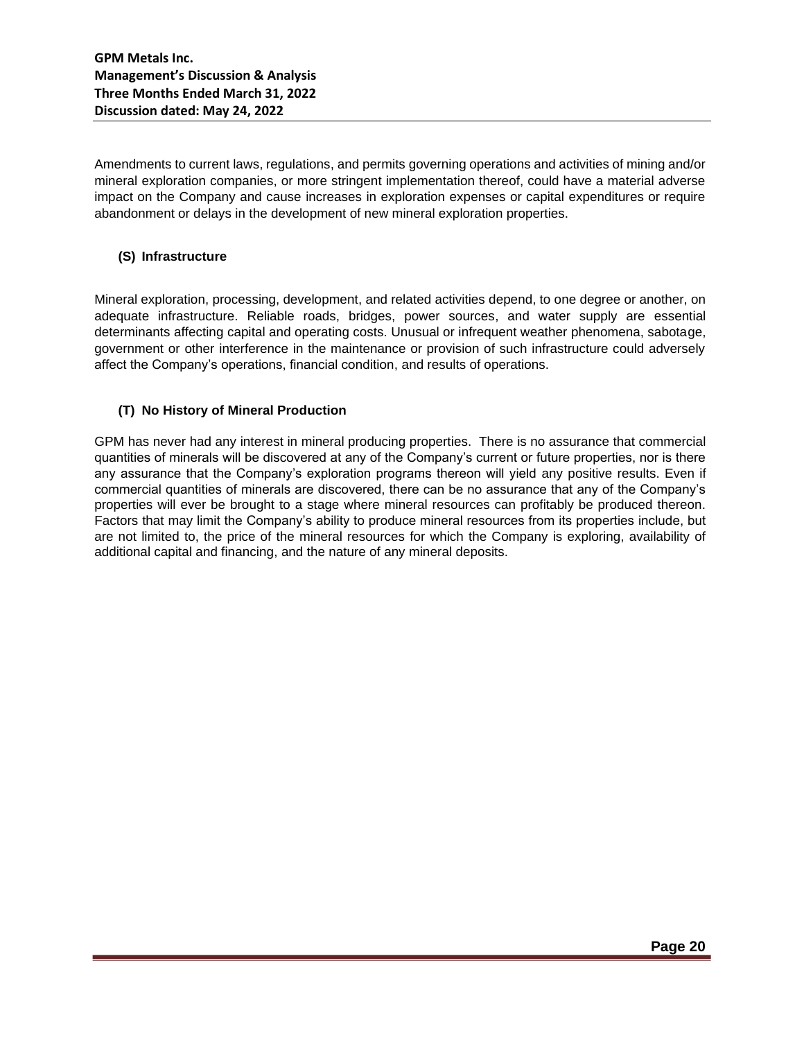Amendments to current laws, regulations, and permits governing operations and activities of mining and/or mineral exploration companies, or more stringent implementation thereof, could have a material adverse impact on the Company and cause increases in exploration expenses or capital expenditures or require abandonment or delays in the development of new mineral exploration properties.

### (S) Infrastructure

Mineral exploration, processing, development, and related activities depend, to one degree or another, on adequate infrastructure. Reliable roads, bridges, power sources, and water supply are essential determinants affecting capital and operating costs. Unusual or infrequent weather phenomena, sabotage, government or other interference in the maintenance or provision of such infrastructure could adversely affect the Company's operations, financial condition, and results of operations.

### (T) No History of Mineral Production

GPM has never had any interest in mineral producing properties. There is no assurance that commercial quantities of minerals will be discovered at any of the Company's current or future properties, nor is there any assurance that the Company's exploration programs thereon will yield any positive results. Even if commercial quantities of minerals are discovered, there can be no assurance that any of the Company's properties will ever be brought to a stage where mineral resources can profitably be produced thereon. Factors that may limit the Company's ability to produce mineral resources from its properties include, but are not limited to, the price of the mineral resources for which the Company is exploring, availability of additional capital and financing, and the nature of any mineral deposits.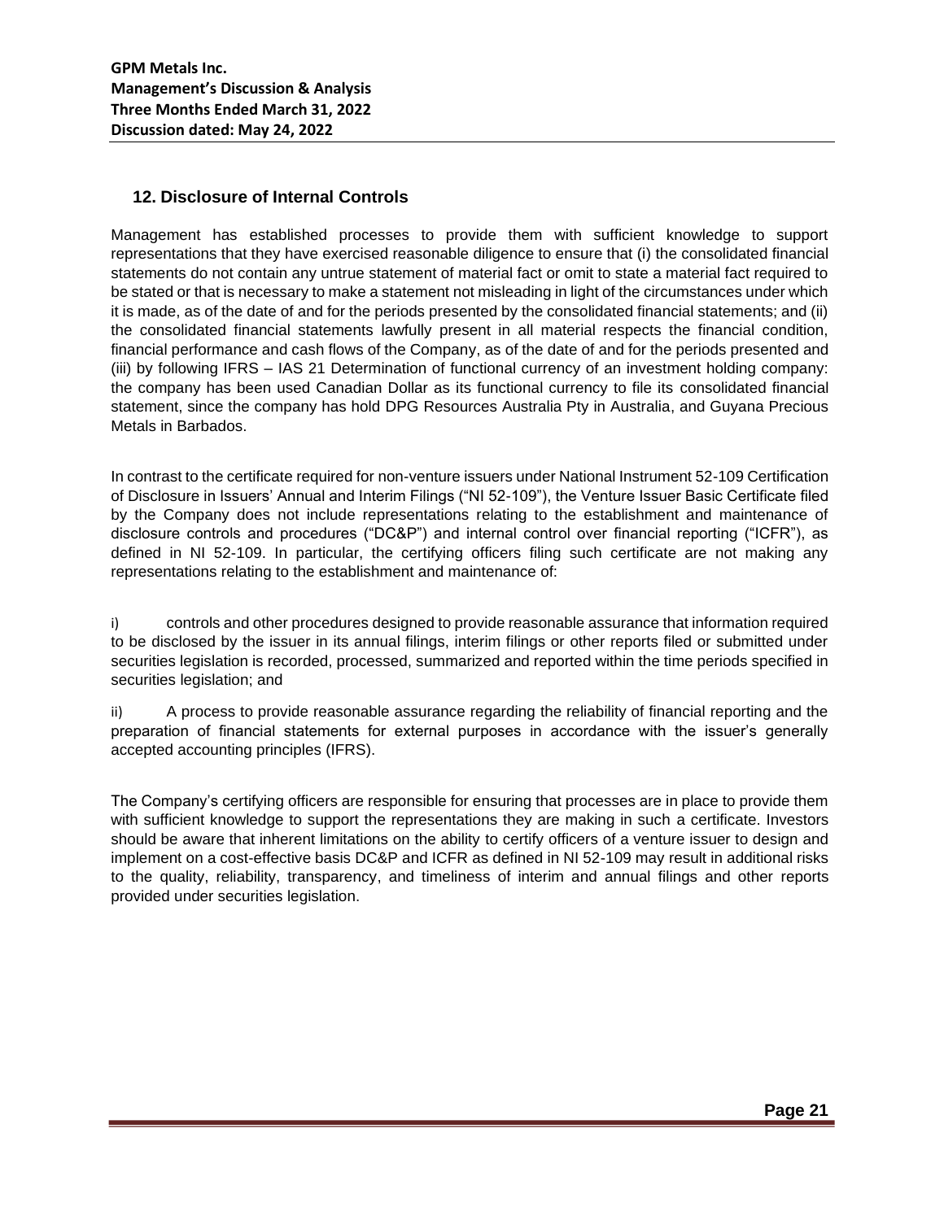## 12. Disclosure of Internal Controls

Management has established processes to provide them with sufficient knowledge to support representations that they have exercised reasonable diligence to ensure that (i) the consolidated financial statements do not contain any untrue statement of material fact or omit to state a material fact required to be stated or that is necessary to make a statement not misleading in light of the circumstances under which it is made, as of the date of and for the periods presented by the consolidated financial statements; and (ii) the consolidated financial statements lawfully present in all material respects the financial condition, financial performance and cash flows of the Company, as of the date of and for the periods presented and (iii) by following IFRS – IAS 21 Determination of functional currency of an investment holding company: the company has been used Canadian Dollar as its functional currency to file its consolidated financial statement, since the company has hold DPG Resources Australia Pty in Australia, and Guyana Precious Metals in Barbados.

In contrast to the certificate required for non-venture issuers under National Instrument 52-109 Certification of Disclosure in Issuers' Annual and Interim Filings ("NI 52-109"), the Venture Issuer Basic Certificate filed by the Company does not include representations relating to the establishment and maintenance of disclosure controls and procedures ("DC&P") and internal control over financial reporting ("ICFR"), as defined in NI 52-109. In particular, the certifying officers filing such certificate are not making any representations relating to the establishment and maintenance of:

i) controls and other procedures designed to provide reasonable assurance that information required to be disclosed by the issuer in its annual filings, interim filings or other reports filed or submitted under securities legislation is recorded, processed, summarized and reported within the time periods specified in securities legislation; and

ii) A process to provide reasonable assurance regarding the reliability of financial reporting and the preparation of financial statements for external purposes in accordance with the issuer's generally accepted accounting principles (IFRS).

The Company's certifying officers are responsible for ensuring that processes are in place to provide them with sufficient knowledge to support the representations they are making in such a certificate. Investors should be aware that inherent limitations on the ability to certify officers of a venture issuer to design and implement on a cost-effective basis DC&P and ICFR as defined in NI 52-109 may result in additional risks to the quality, reliability, transparency, and timeliness of interim and annual filings and other reports provided under securities legislation.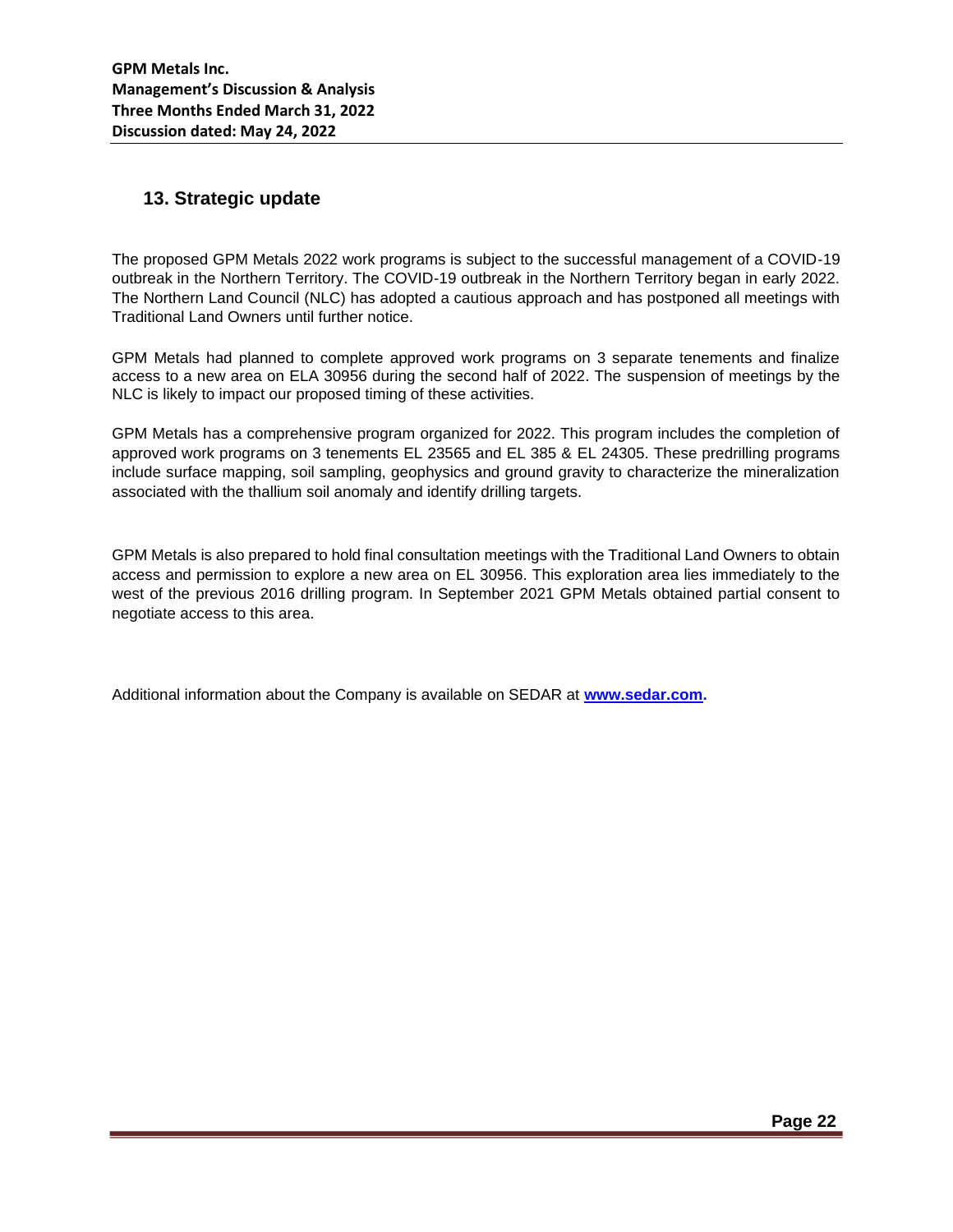## 13. Strategic update

The proposed GPM Metals 2022 work programs is subject to the successful management of a COVID-19 outbreak in the Northern Territory. The COVID-19 outbreak in the Northern Territory began in early 2022. The Northern Land Council (NLC) has adopted a cautious approach and has postponed all meetings with Traditional Land Owners until further notice.

GPM Metals had planned to complete approved work programs on 3 separate tenements and finalize access to a new area on ELA 30956 during the second half of 2022. The suspension of meetings by the NLC is likely to impact our proposed timing of these activities.

GPM Metals has a comprehensive program organized for 2022. This program includes the completion of approved work programs on 3 tenements EL 23565 and EL 385 & EL 24305. These predrilling programs include surface mapping, soil sampling, geophysics and ground gravity to characterize the mineralization associated with the thallium soil anomaly and identify drilling targets.

GPM Metals is also prepared to hold final consultation meetings with the Traditional Land Owners to obtain access and permission to explore a new area on EL 30956. This exploration area lies immediately to the west of the previous 2016 drilling program. In September 2021 GPM Metals obtained partial consent to negotiate access to this area.

Additional information about the Company is available on SEDAR at **[www.sedar.com](http://www.sedar.com).**